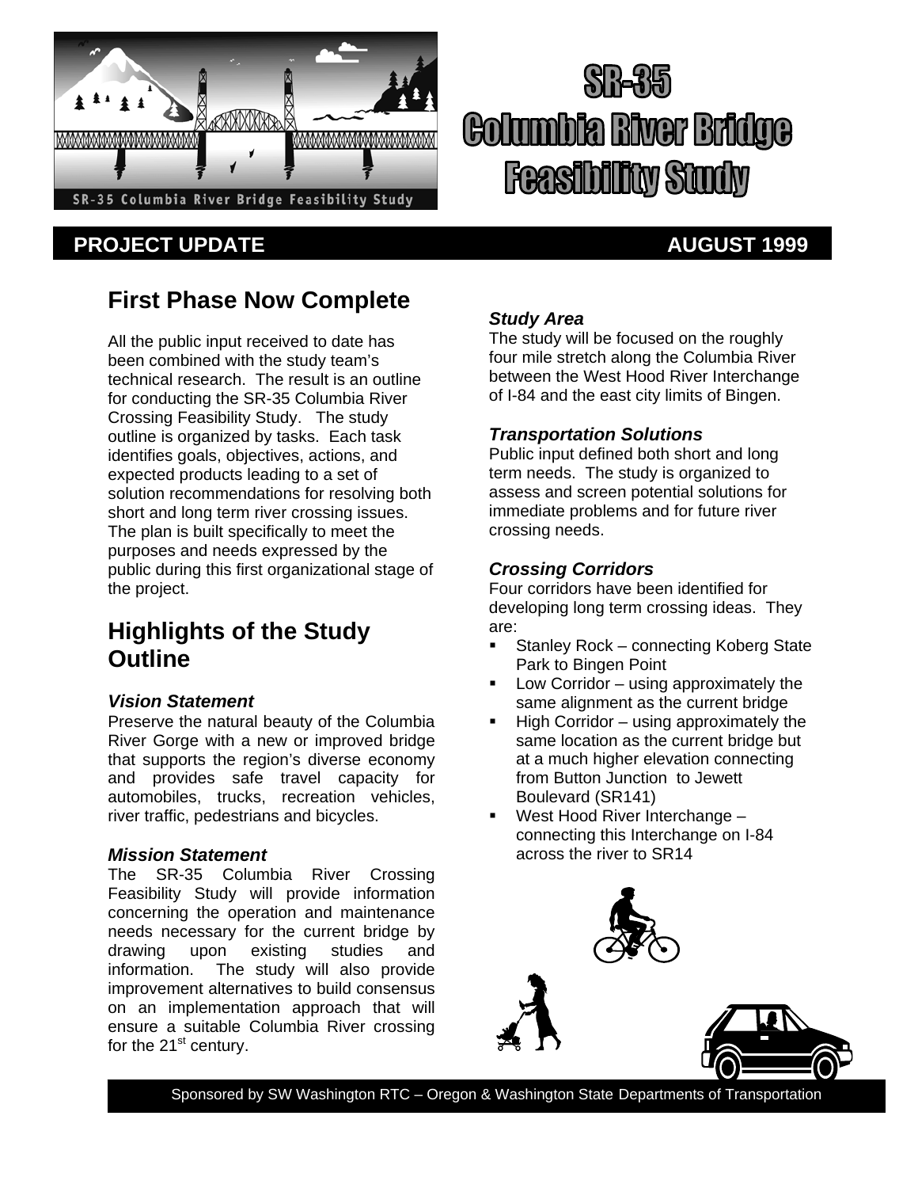# SR-35 Columbia River Bridge Feasibility Study

**PROJECT UPDATE** **AUGUST 1999**

## First Phase Now Complete

All the public input received to date has been combined with the study team's technical research. The result is an outline for conducting the SR-35 Columbia River Crossing Feasibility Study. The study outline is organized by tasks. Each task identifies goals, objectives, actions, and expected products leading to a set of solution recommendations for resolving both short and long term river crossing issues. The plan is built specifically to meet the purposes and needs expressed by the public during this first organizational stage of the project.

## Highlights of the Study Outline

### *Vision Statement*

Preserve the natural beauty of the Columbia River Gorge with a new or improved bridge that supports the region's diverse economy and provides safe travel capacity for automobiles, trucks, recreation vehicles, river traffic, pedestrians and bicycles.

### *Mission Statement*

The SR-35 Columbia River Crossing Feasibility Study will provide information concerning the operation and maintenance needs necessary for the current bridge by drawing upon existing studies and information. The study will also provide improvement alternatives to build consensus on an implementation approach that will ensure a suitable Columbia River crossing for the 21st century.

### *Study Area*

The study will be focused on the roughly four mile stretch along the Columbia River between the West Hood River Interchange of I-84 and the east city limits of Bingen.

### *Transportation Solutions*

Public input defined both short and long term needs. The study is organized to assess and screen potential solutions for immediate problems and for future river crossing needs.

### *Crossing Corridors*

Four corridors have been identified for developing long term crossing ideas. They are:

- Stanley Rock – connecting Koberg State Park to Bingen Point
- Low Corridor – using approximately the same alignment as the current bridge
- High Corridor – using approximately the same location as the current bridge but at a much higher elevation connecting from Button Junction to Jewett Boulevard (SR141)
- West Hood River Interchange – connecting this Interchange on I-84 across the river to SR14

Sponsored by SW Washington RTC – Oregon & Washington State Departments of Transportation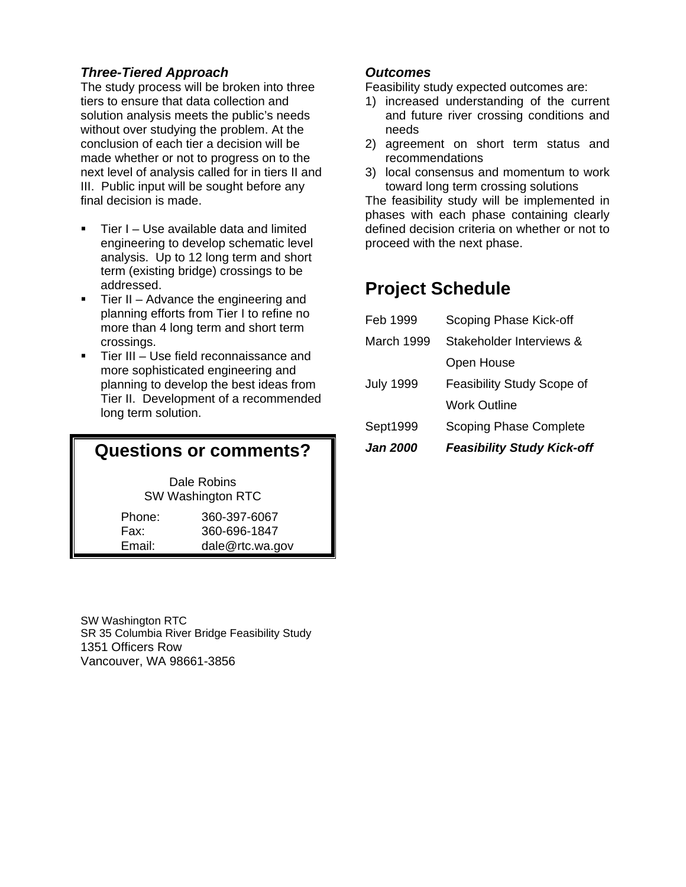### *Three-Tiered Approach*

The study process will be broken into three tiers to ensure that data collection and solution analysis meets the public's needs without over studying the problem. At the conclusion of each tier a decision will be made whether or not to progress on to the next level of analysis called for in tiers II and III. Public input will be sought before any final decision is made.

- Tier I – Use available data and limited engineering to develop schematic level analysis. Up to 12 long term and short term (existing bridge) crossings to be addressed.
- Tier II – Advance the engineering and planning efforts from Tier I to refine no more than 4 long term and short term crossings.
- Tier III – Use field reconnaissance and more sophisticated engineering and planning to develop the best ideas from Tier II. Development of a recommended long term solution.

## Questions or comments?

Dale Robins
SW Washington RTC

Phone: 360-397-6067
Fax: 360-696-1847
Email: dale@rtc.wa.gov

SW Washington RTC
SR 35 Columbia River Bridge Feasibility Study
1351 Officers Row
Vancouver, WA 98661-3856

### *Outcomes*

Feasibility study expected outcomes are:

1) increased understanding of the current and future river crossing conditions and needs
2) agreement on short term status and recommendations
3) local consensus and momentum to work toward long term crossing solutions

The feasibility study will be implemented in phases with each phase containing clearly defined decision criteria on whether or not to proceed with the next phase.

## Project Schedule

| | |
|---|---|
| Feb 1999 | Scoping Phase Kick-off |
| March 1999 | Stakeholder Interviews & Open House |
| July 1999 | Feasibility Study Scope of Work Outline |
| Sept1999 | Scoping Phase Complete |
| ***Jan 2000*** | ***Feasibility Study Kick-off*** |